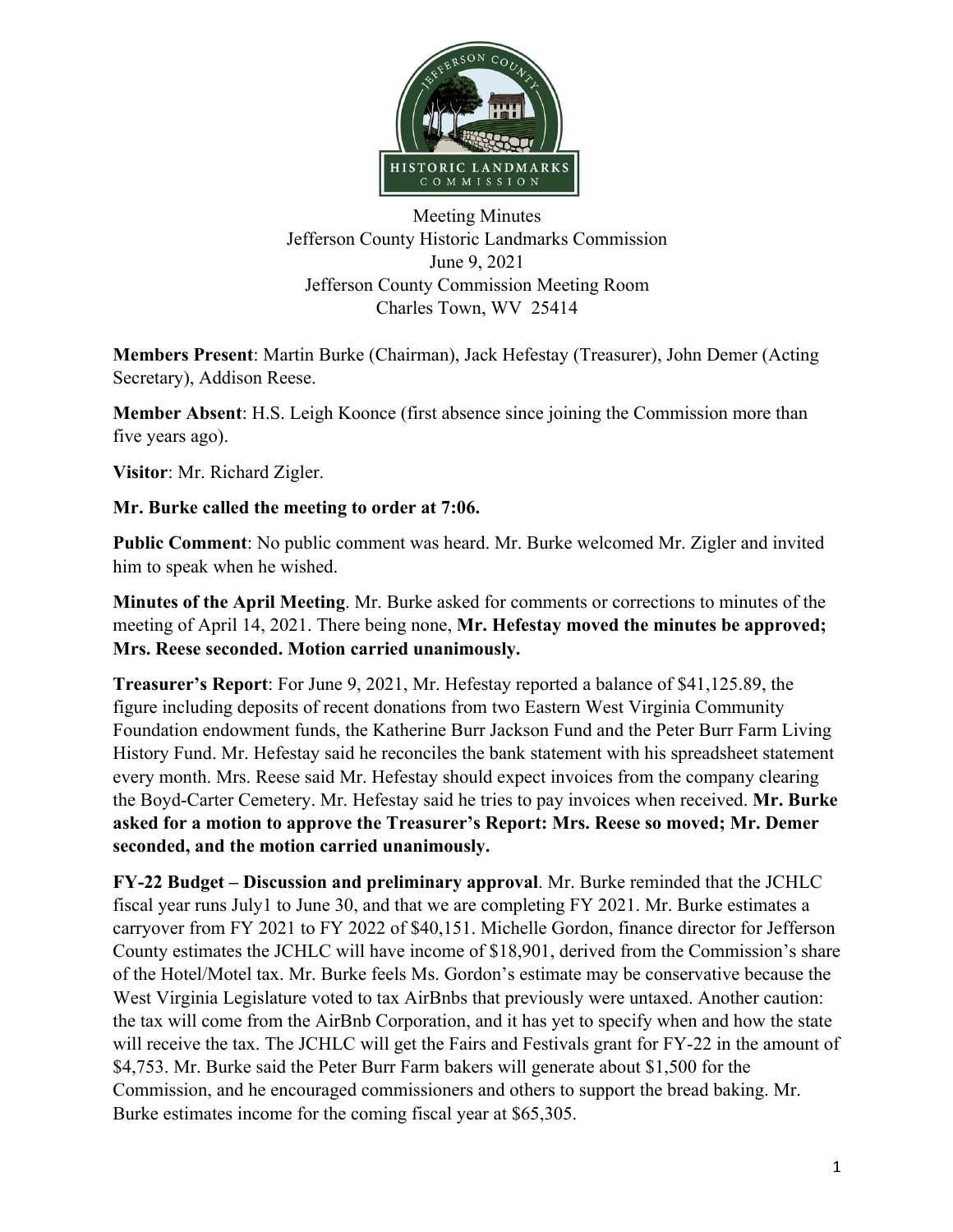Meeting Minutes
Jefferson County Historic Landmarks Commission
June 9, 2021
Jefferson County Commission Meeting Room
Charles Town, WV 25414

**Members Present**: Martin Burke (Chairman), Jack Hefestay (Treasurer), John Demer (Acting Secretary), Addison Reese.

**Member Absent**: H.S. Leigh Koonce (first absence since joining the Commission more than five years ago).

**Visitor**: Mr. Richard Zigler.

**Mr. Burke called the meeting to order at 7:06.**

**Public Comment**: No public comment was heard. Mr. Burke welcomed Mr. Zigler and invited him to speak when he wished.

**Minutes of the April Meeting**. Mr. Burke asked for comments or corrections to minutes of the meeting of April 14, 2021. There being none, **Mr. Hefestay moved the minutes be approved; Mrs. Reese seconded. Motion carried unanimously.**

**Treasurer's Report**: For June 9, 2021, Mr. Hefestay reported a balance of $41,125.89, the figure including deposits of recent donations from two Eastern West Virginia Community Foundation endowment funds, the Katherine Burr Jackson Fund and the Peter Burr Farm Living History Fund. Mr. Hefestay said he reconciles the bank statement with his spreadsheet statement every month. Mrs. Reese said Mr. Hefestay should expect invoices from the company clearing the Boyd-Carter Cemetery. Mr. Hefestay said he tries to pay invoices when received. **Mr. Burke asked for a motion to approve the Treasurer's Report: Mrs. Reese so moved; Mr. Demer seconded, and the motion carried unanimously.**

**FY-22 Budget – Discussion and preliminary approval**. Mr. Burke reminded that the JCHLC fiscal year runs July1 to June 30, and that we are completing FY 2021. Mr. Burke estimates a carryover from FY 2021 to FY 2022 of $40,151. Michelle Gordon, finance director for Jefferson County estimates the JCHLC will have income of $18,901, derived from the Commission's share of the Hotel/Motel tax. Mr. Burke feels Ms. Gordon's estimate may be conservative because the West Virginia Legislature voted to tax AirBnbs that previously were untaxed. Another caution: the tax will come from the AirBnb Corporation, and it has yet to specify when and how the state will receive the tax. The JCHLC will get the Fairs and Festivals grant for FY-22 in the amount of $4,753. Mr. Burke said the Peter Burr Farm bakers will generate about $1,500 for the Commission, and he encouraged commissioners and others to support the bread baking. Mr. Burke estimates income for the coming fiscal year at $65,305.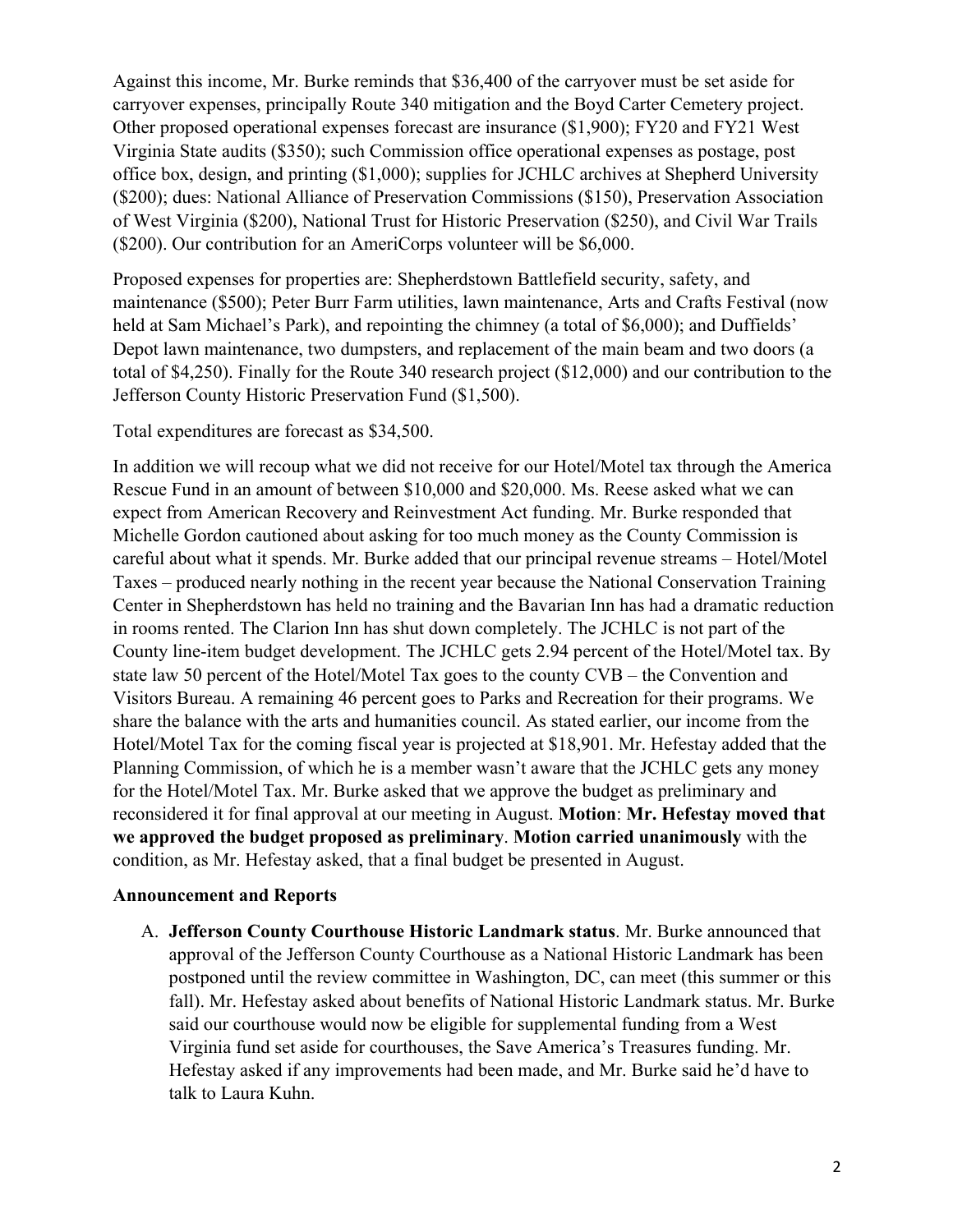Against this income, Mr. Burke reminds that $36,400 of the carryover must be set aside for carryover expenses, principally Route 340 mitigation and the Boyd Carter Cemetery project. Other proposed operational expenses forecast are insurance ($1,900); FY20 and FY21 West Virginia State audits ($350); such Commission office operational expenses as postage, post office box, design, and printing ($1,000); supplies for JCHLC archives at Shepherd University ($200); dues: National Alliance of Preservation Commissions ($150), Preservation Association of West Virginia ($200), National Trust for Historic Preservation ($250), and Civil War Trails ($200). Our contribution for an AmeriCorps volunteer will be $6,000.

Proposed expenses for properties are: Shepherdstown Battlefield security, safety, and maintenance ($500); Peter Burr Farm utilities, lawn maintenance, Arts and Crafts Festival (now held at Sam Michael's Park), and repointing the chimney (a total of $6,000); and Duffields' Depot lawn maintenance, two dumpsters, and replacement of the main beam and two doors (a total of $4,250). Finally for the Route 340 research project ($12,000) and our contribution to the Jefferson County Historic Preservation Fund ($1,500).

Total expenditures are forecast as $34,500.

In addition we will recoup what we did not receive for our Hotel/Motel tax through the America Rescue Fund in an amount of between $10,000 and $20,000. Ms. Reese asked what we can expect from American Recovery and Reinvestment Act funding. Mr. Burke responded that Michelle Gordon cautioned about asking for too much money as the County Commission is careful about what it spends. Mr. Burke added that our principal revenue streams – Hotel/Motel Taxes – produced nearly nothing in the recent year because the National Conservation Training Center in Shepherdstown has held no training and the Bavarian Inn has had a dramatic reduction in rooms rented. The Clarion Inn has shut down completely. The JCHLC is not part of the County line-item budget development. The JCHLC gets 2.94 percent of the Hotel/Motel tax. By state law 50 percent of the Hotel/Motel Tax goes to the county CVB – the Convention and Visitors Bureau. A remaining 46 percent goes to Parks and Recreation for their programs. We share the balance with the arts and humanities council. As stated earlier, our income from the Hotel/Motel Tax for the coming fiscal year is projected at $18,901. Mr. Hefestay added that the Planning Commission, of which he is a member wasn't aware that the JCHLC gets any money for the Hotel/Motel Tax. Mr. Burke asked that we approve the budget as preliminary and reconsidered it for final approval at our meeting in August. **Motion**: **Mr. Hefestay moved that we approved the budget proposed as preliminary**. **Motion carried unanimously** with the condition, as Mr. Hefestay asked, that a final budget be presented in August.

**Announcement and Reports**

A. **Jefferson County Courthouse Historic Landmark status**. Mr. Burke announced that approval of the Jefferson County Courthouse as a National Historic Landmark has been postponed until the review committee in Washington, DC, can meet (this summer or this fall). Mr. Hefestay asked about benefits of National Historic Landmark status. Mr. Burke said our courthouse would now be eligible for supplemental funding from a West Virginia fund set aside for courthouses, the Save America's Treasures funding. Mr. Hefestay asked if any improvements had been made, and Mr. Burke said he'd have to talk to Laura Kuhn.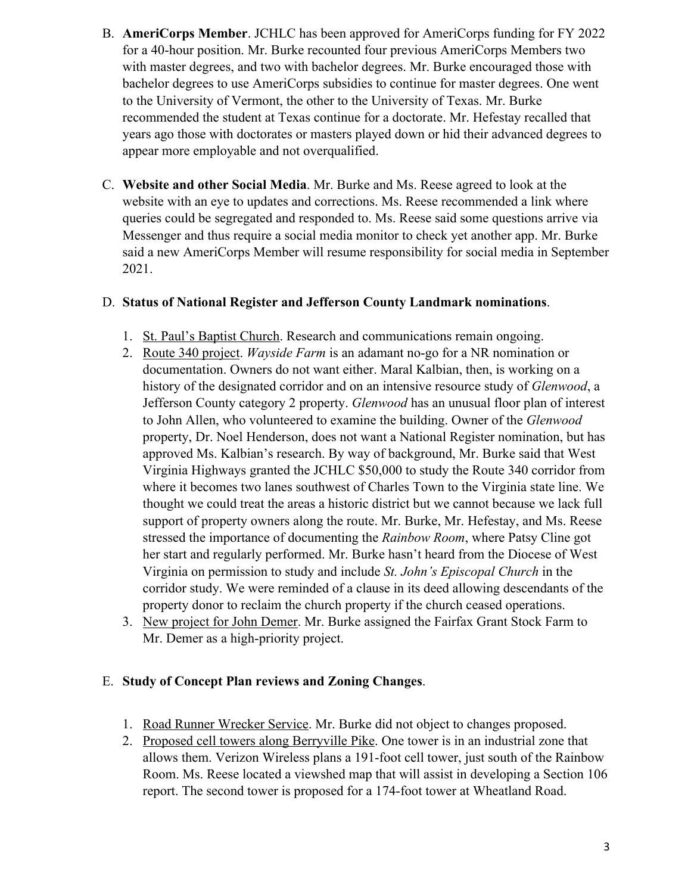B. **AmeriCorps Member**. JCHLC has been approved for AmeriCorps funding for FY 2022 for a 40-hour position. Mr. Burke recounted four previous AmeriCorps Members two with master degrees, and two with bachelor degrees. Mr. Burke encouraged those with bachelor degrees to use AmeriCorps subsidies to continue for master degrees. One went to the University of Vermont, the other to the University of Texas. Mr. Burke recommended the student at Texas continue for a doctorate. Mr. Hefestay recalled that years ago those with doctorates or masters played down or hid their advanced degrees to appear more employable and not overqualified.

C. **Website and other Social Media**. Mr. Burke and Ms. Reese agreed to look at the website with an eye to updates and corrections. Ms. Reese recommended a link where queries could be segregated and responded to. Ms. Reese said some questions arrive via Messenger and thus require a social media monitor to check yet another app. Mr. Burke said a new AmeriCorps Member will resume responsibility for social media in September 2021.

D. **Status of National Register and Jefferson County Landmark nominations**.

1. St. Paul's Baptist Church. Research and communications remain ongoing.
2. Route 340 project. *Wayside Farm* is an adamant no-go for a NR nomination or documentation. Owners do not want either. Maral Kalbian, then, is working on a history of the designated corridor and on an intensive resource study of *Glenwood*, a Jefferson County category 2 property. *Glenwood* has an unusual floor plan of interest to John Allen, who volunteered to examine the building. Owner of the *Glenwood* property, Dr. Noel Henderson, does not want a National Register nomination, but has approved Ms. Kalbian's research. By way of background, Mr. Burke said that West Virginia Highways granted the JCHLC $50,000 to study the Route 340 corridor from where it becomes two lanes southwest of Charles Town to the Virginia state line. We thought we could treat the areas a historic district but we cannot because we lack full support of property owners along the route. Mr. Burke, Mr. Hefestay, and Ms. Reese stressed the importance of documenting the *Rainbow Room*, where Patsy Cline got her start and regularly performed. Mr. Burke hasn't heard from the Diocese of West Virginia on permission to study and include *St. John's Episcopal Church* in the corridor study. We were reminded of a clause in its deed allowing descendants of the property donor to reclaim the church property if the church ceased operations.
3. New project for John Demer. Mr. Burke assigned the Fairfax Grant Stock Farm to Mr. Demer as a high-priority project.

E. **Study of Concept Plan reviews and Zoning Changes**.

1. Road Runner Wrecker Service. Mr. Burke did not object to changes proposed.
2. Proposed cell towers along Berryville Pike. One tower is in an industrial zone that allows them. Verizon Wireless plans a 191-foot cell tower, just south of the Rainbow Room. Ms. Reese located a viewshed map that will assist in developing a Section 106 report. The second tower is proposed for a 174-foot tower at Wheatland Road.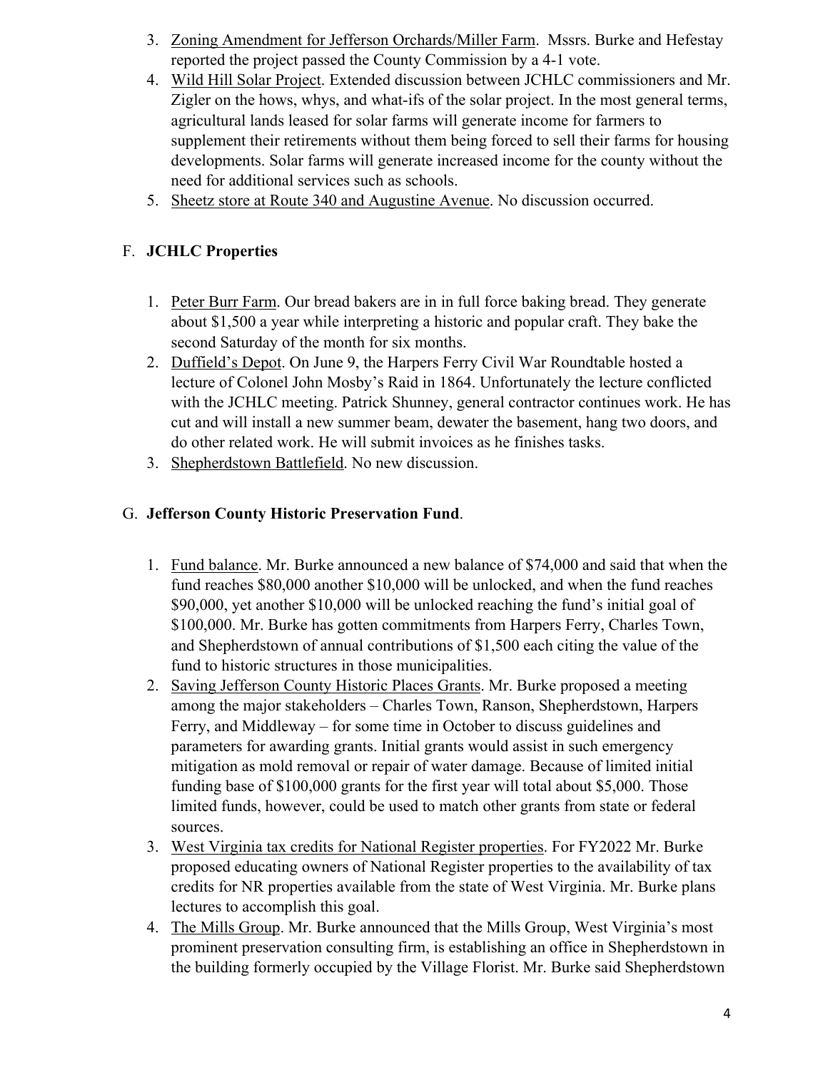3. Zoning Amendment for Jefferson Orchards/Miller Farm. Mssrs. Burke and Hefestay reported the project passed the County Commission by a 4-1 vote.
4. Wild Hill Solar Project. Extended discussion between JCHLC commissioners and Mr. Zigler on the hows, whys, and what-ifs of the solar project. In the most general terms, agricultural lands leased for solar farms will generate income for farmers to supplement their retirements without them being forced to sell their farms for housing developments. Solar farms will generate increased income for the county without the need for additional services such as schools.
5. Sheetz store at Route 340 and Augustine Avenue. No discussion occurred.

F. **JCHLC Properties**

1. Peter Burr Farm. Our bread bakers are in in full force baking bread. They generate about $1,500 a year while interpreting a historic and popular craft. They bake the second Saturday of the month for six months.
2. Duffield's Depot. On June 9, the Harpers Ferry Civil War Roundtable hosted a lecture of Colonel John Mosby's Raid in 1864. Unfortunately the lecture conflicted with the JCHLC meeting. Patrick Shunney, general contractor continues work. He has cut and will install a new summer beam, dewater the basement, hang two doors, and do other related work. He will submit invoices as he finishes tasks.
3. Shepherdstown Battlefield. No new discussion.

G. **Jefferson County Historic Preservation Fund**.

1. Fund balance. Mr. Burke announced a new balance of $74,000 and said that when the fund reaches $80,000 another $10,000 will be unlocked, and when the fund reaches $90,000, yet another $10,000 will be unlocked reaching the fund's initial goal of $100,000. Mr. Burke has gotten commitments from Harpers Ferry, Charles Town, and Shepherdstown of annual contributions of $1,500 each citing the value of the fund to historic structures in those municipalities.
2. Saving Jefferson County Historic Places Grants. Mr. Burke proposed a meeting among the major stakeholders – Charles Town, Ranson, Shepherdstown, Harpers Ferry, and Middleway – for some time in October to discuss guidelines and parameters for awarding grants. Initial grants would assist in such emergency mitigation as mold removal or repair of water damage. Because of limited initial funding base of $100,000 grants for the first year will total about $5,000. Those limited funds, however, could be used to match other grants from state or federal sources.
3. West Virginia tax credits for National Register properties. For FY2022 Mr. Burke proposed educating owners of National Register properties to the availability of tax credits for NR properties available from the state of West Virginia. Mr. Burke plans lectures to accomplish this goal.
4. The Mills Group. Mr. Burke announced that the Mills Group, West Virginia's most prominent preservation consulting firm, is establishing an office in Shepherdstown in the building formerly occupied by the Village Florist. Mr. Burke said Shepherdstown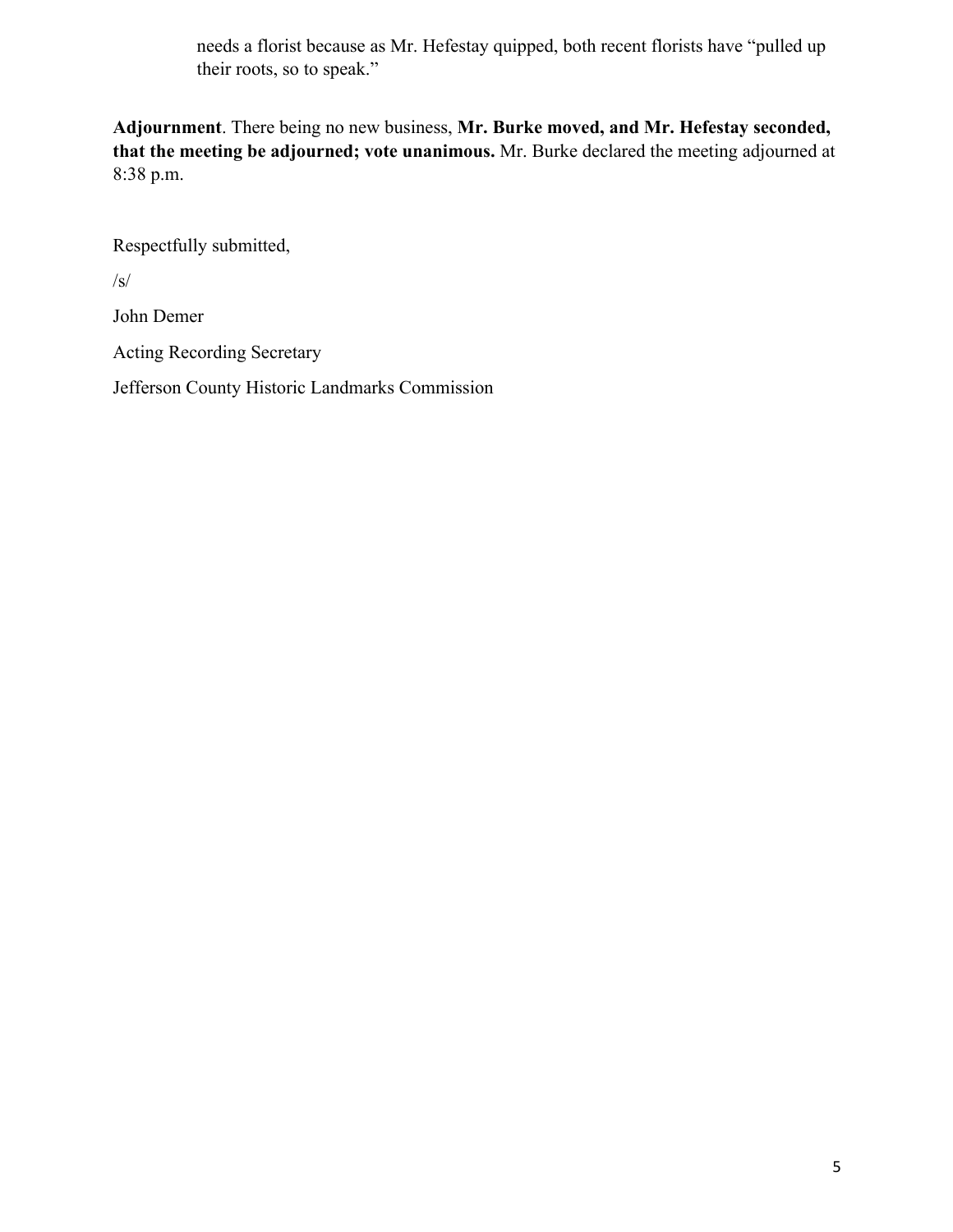needs a florist because as Mr. Hefestay quipped, both recent florists have "pulled up their roots, so to speak."

**Adjournment**. There being no new business, **Mr. Burke moved, and Mr. Hefestay seconded, that the meeting be adjourned; vote unanimous.** Mr. Burke declared the meeting adjourned at 8:38 p.m.

Respectfully submitted,

/s/

John Demer

Acting Recording Secretary

Jefferson County Historic Landmarks Commission